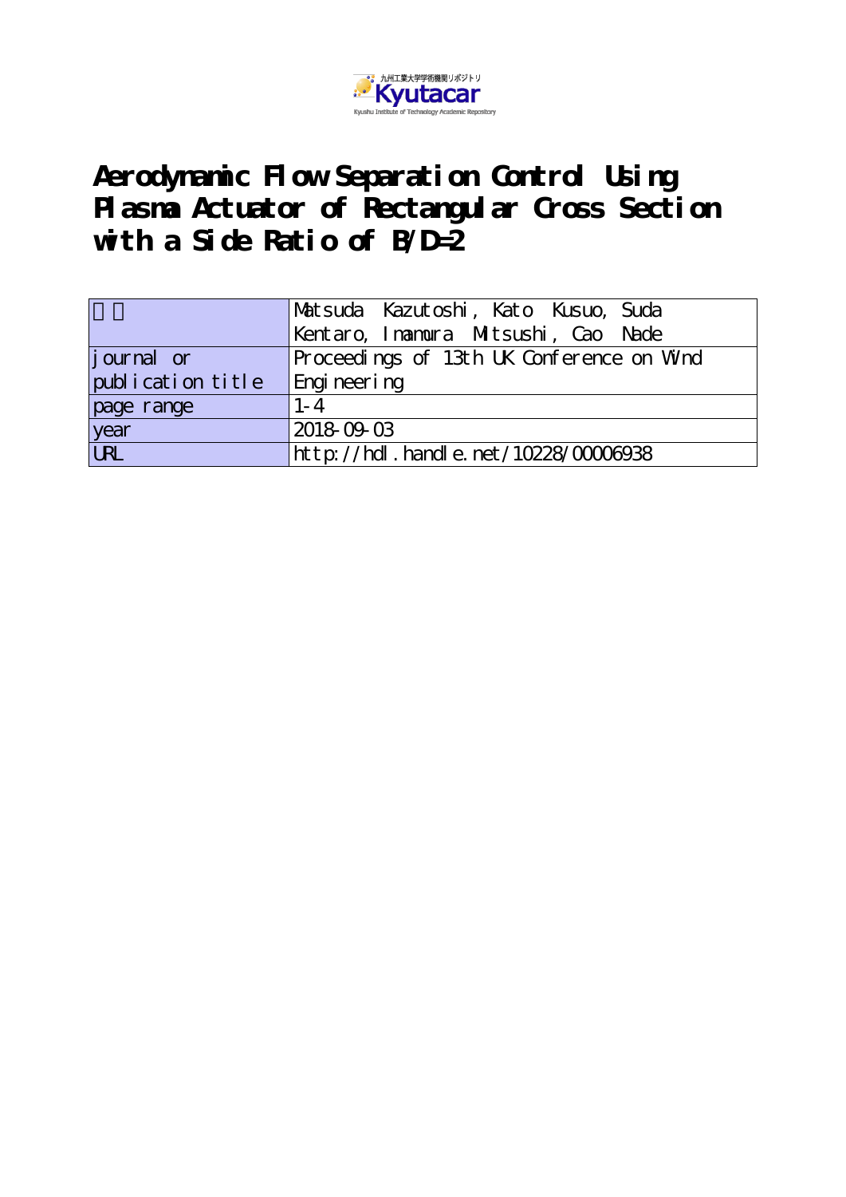九州工業大学学術機関リポジトリ
Kyutacar
Kyushu Institute of Technology Academic Repository

# Aerodynamic Flow Separation Control Using Plasma Actuator of Rectangular Cross Section with a Side Ratio of B/D=2

| | |
|---|---|
| 著者 | Matsuda Kazutoshi, Kato Kusuo, Suda Kentaro, Imamura Mitsushi, Cao Nade |
| journal or publication title | Proceedings of 13th UK Conference on Wind Engineering |
| page range | 1-4 |
| year | 2018-09-03 |
| URL | http://hdl.handle.net/10228/00006938 |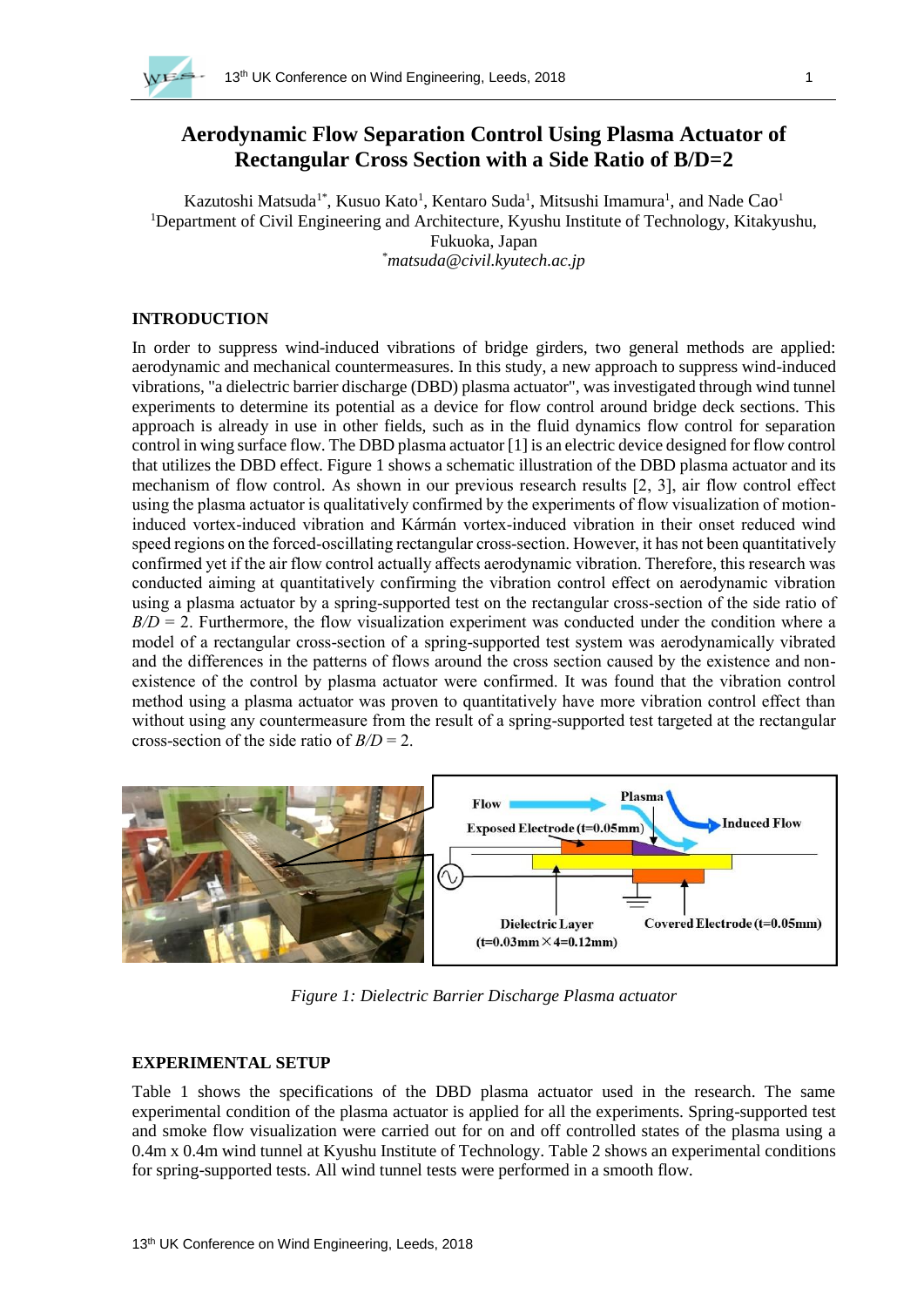# Aerodynamic Flow Separation Control Using Plasma Actuator of Rectangular Cross Section with a Side Ratio of B/D=2

Kazutoshi Matsuda[1*], Kusuo Kato[1], Kentaro Suda[1], Mitsushi Imamura[1], and Nade Cao[1]
[1]Department of Civil Engineering and Architecture, Kyushu Institute of Technology, Kitakyushu, Fukuoka, Japan
*matsuda@civil.kyutech.ac.jp*

## INTRODUCTION

In order to suppress wind-induced vibrations of bridge girders, two general methods are applied: aerodynamic and mechanical countermeasures. In this study, a new approach to suppress wind-induced vibrations, "a dielectric barrier discharge (DBD) plasma actuator", was investigated through wind tunnel experiments to determine its potential as a device for flow control around bridge deck sections. This approach is already in use in other fields, such as in the fluid dynamics flow control for separation control in wing surface flow. The DBD plasma actuator [1] is an electric device designed for flow control that utilizes the DBD effect. Figure 1 shows a schematic illustration of the DBD plasma actuator and its mechanism of flow control. As shown in our previous research results [2, 3], air flow control effect using the plasma actuator is qualitatively confirmed by the experiments of flow visualization of motion-induced vortex-induced vibration and Kármán vortex-induced vibration in their onset reduced wind speed regions on the forced-oscillating rectangular cross-section. However, it has not been quantitatively confirmed yet if the air flow control actually affects aerodynamic vibration. Therefore, this research was conducted aiming at quantitatively confirming the vibration control effect on aerodynamic vibration using a plasma actuator by a spring-supported test on the rectangular cross-section of the side ratio of $B/D = 2$. Furthermore, the flow visualization experiment was conducted under the condition where a model of a rectangular cross-section of a spring-supported test system was aerodynamically vibrated and the differences in the patterns of flows around the cross section caused by the existence and non-existence of the control by plasma actuator were confirmed. It was found that the vibration control method using a plasma actuator was proven to quantitatively have more vibration control effect than without using any countermeasure from the result of a spring-supported test targeted at the rectangular cross-section of the side ratio of $B/D = 2$.

Flow
Plasma
Induced Flow
Exposed Electrode (t=0.05mm)
Dielectric Layer
(t=0.03mm×4=0.12mm)
Covered Electrode (t=0.05mm)

*Figure 1: Dielectric Barrier Discharge Plasma actuator*

## EXPERIMENTAL SETUP

Table 1 shows the specifications of the DBD plasma actuator used in the research. The same experimental condition of the plasma actuator is applied for all the experiments. Spring-supported test and smoke flow visualization were carried out for on and off controlled states of the plasma using a 0.4m x 0.4m wind tunnel at Kyushu Institute of Technology. Table 2 shows an experimental conditions for spring-supported tests. All wind tunnel tests were performed in a smooth flow.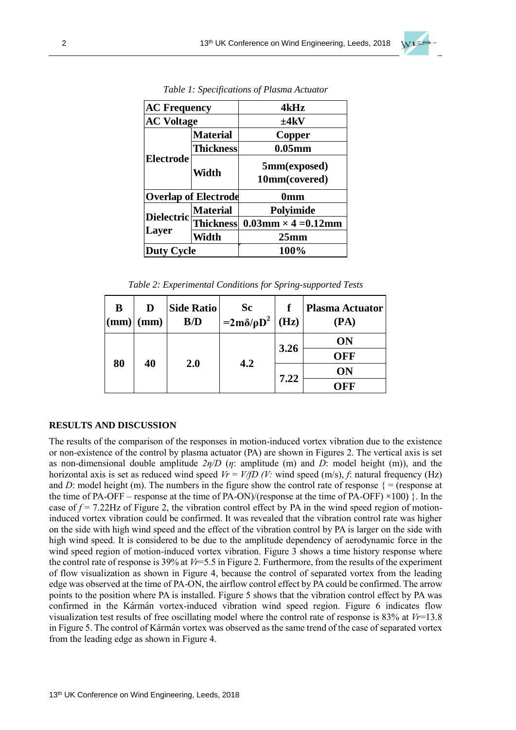*Table 1: Specifications of Plasma Actuator*

| | | |
|---|---|---|
| **AC Frequency** | | **4kHz** |
| **AC Voltage** | | **±4kV** |
| **Electrode** | **Material** | **Copper** |
| | **Thickness** | **0.05mm** |
| | **Width** | **5mm(exposed) 10mm(covered)** |
| **Overlap of Electrode** | | **0mm** |
| **Dielectric Layer** | **Material** | **Polyimide** |
| | **Thickness** | **0.03mm × 4 =0.12mm** |
| | **Width** | **25mm** |
| **Duty Cycle** | | **100%** |

*Table 2: Experimental Conditions for Spring-supported Tests*

| **B (mm)** | **D (mm)** | **Side Ratio B/D** | **Sc $=2m\delta/\rho D^2$** | **f (Hz)** | **Plasma Actuator (PA)** |
|---|---|---|---|---|---|
| **80** | **40** | **2.0** | **4.2** | **3.26** | **ON** |
| | | | | | **OFF** |
| | | | | **7.22** | **ON** |
| | | | | | **OFF** |

## RESULTS AND DISCUSSION

The results of the comparison of the responses in motion-induced vortex vibration due to the existence or non-existence of the control by plasma actuator (PA) are shown in Figures 2. The vertical axis is set as non-dimensional double amplitude $2\eta/D$ ($\eta$: amplitude (m) and $D$: model height (m)), and the horizontal axis is set as reduced wind speed $Vr = V/fD$ ($V$: wind speed (m/s), $f$: natural frequency (Hz) and $D$: model height (m). The numbers in the figure show the control rate of response { = (response at the time of PA-OFF – response at the time of PA-ON)/(response at the time of PA-OFF) ×100) }. In the case of $f$ = 7.22Hz of Figure 2, the vibration control effect by PA in the wind speed region of motion-induced vortex vibration could be confirmed. It was revealed that the vibration control rate was higher on the side with high wind speed and the effect of the vibration control by PA is larger on the side with high wind speed. It is considered to be due to the amplitude dependency of aerodynamic force in the wind speed region of motion-induced vortex vibration. Figure 3 shows a time history response where the control rate of response is 39% at $Vr$=5.5 in Figure 2. Furthermore, from the results of the experiment of flow visualization as shown in Figure 4, because the control of separated vortex from the leading edge was observed at the time of PA-ON, the airflow control effect by PA could be confirmed. The arrow points to the position where PA is installed. Figure 5 shows that the vibration control effect by PA was confirmed in the Kármán vortex-induced vibration wind speed region. Figure 6 indicates flow visualization test results of free oscillating model where the control rate of response is 83% at $Vr$=13.8 in Figure 5. The control of Kármán vortex was observed as the same trend of the case of separated vortex from the leading edge as shown in Figure 4.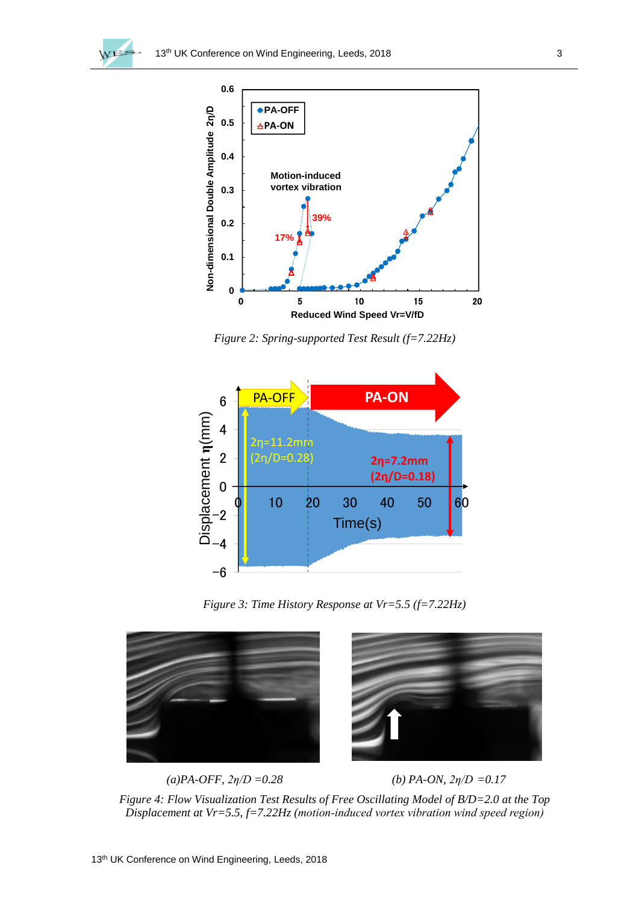0.6

PA-OFF

PA-ON

0.5

0.4

Motion-induced vortex vibration

0.3

39%

0.2

17%

0.1

0

0 5 10 15 20

Non-dimensional Double Amplitude 2η/D

Reduced Wind Speed Vr=V/fD

*Figure 2: Spring-supported Test Result (f=7.22Hz)*

PA-OFF

PA-ON

6

4

2η=11.2mm

(2η/D=0.28)

2

2η=7.2mm

(2η/D=0.18)

0

0 10 20 30 40 50 60

−2

Time(s)

−4

−6

Displacement η(mm)

*Figure 3: Time History Response at Vr=5.5 (f=7.22Hz)*

*(a)PA-OFF, 2η/D =0.28*

*(b) PA-ON, 2η/D =0.17*

*Figure 4: Flow Visualization Test Results of Free Oscillating Model of B/D=2.0 at the Top Displacement at Vr=5.5, f=7.22Hz (motion-induced vortex vibration wind speed region)*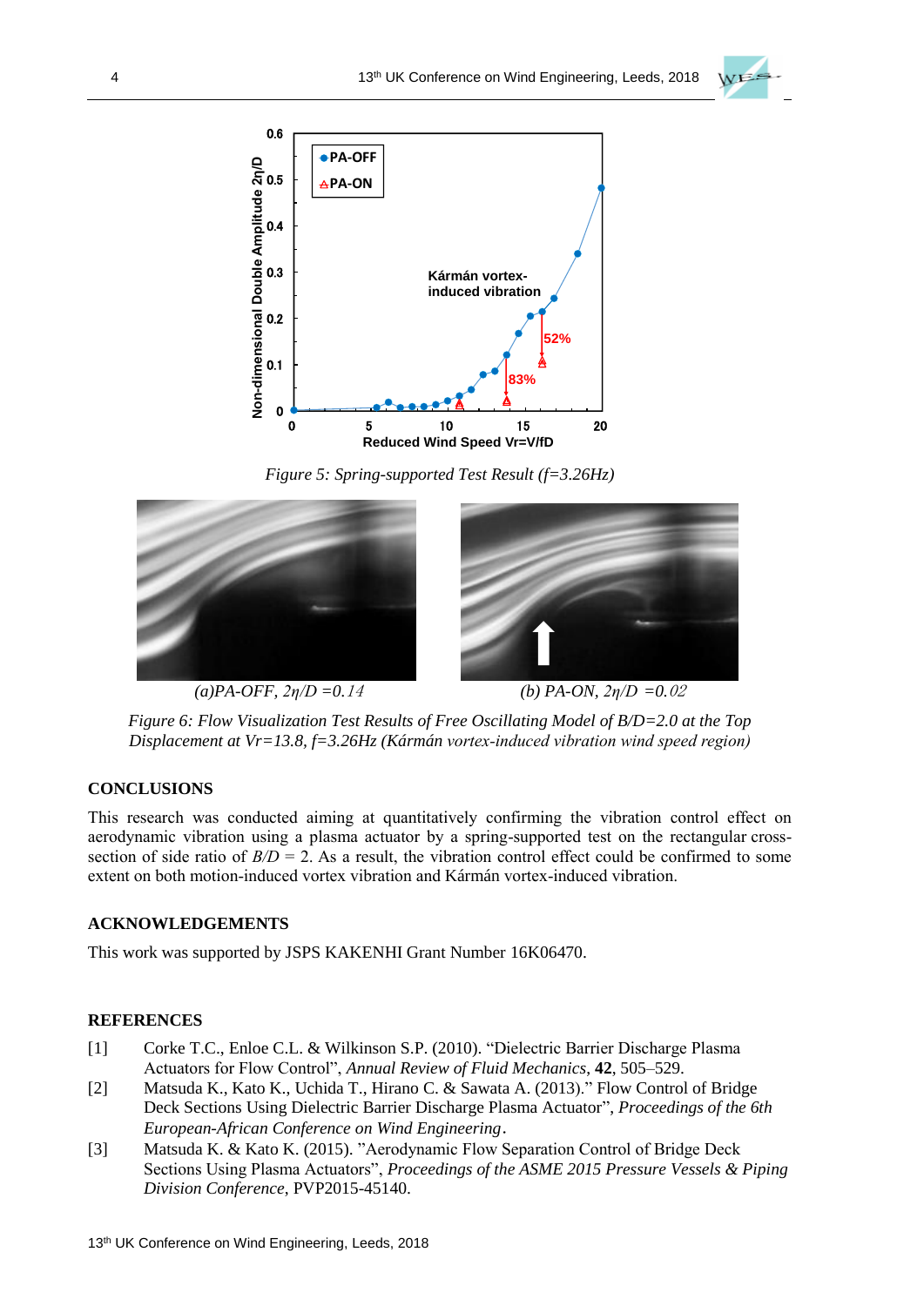0.6
0.5
0.4
0.3
0.2
0.1
0
0 5 10 15 20

Non-dimensional Double Amplitude 2η/D

Reduced Wind Speed Vr=V/fD

PA-OFF
PA-ON

Kármán vortex-induced vibration

52%
83%

*Figure 5: Spring-supported Test Result (f=3.26Hz)*

*(a)PA-OFF, $2\eta/D$ =0.14* *(b) PA-ON, $2\eta/D$ =0.02*

*Figure 6: Flow Visualization Test Results of Free Oscillating Model of B/D=2.0 at the Top Displacement at Vr=13.8, f=3.26Hz (Kármán vortex-induced vibration wind speed region)*

## CONCLUSIONS

This research was conducted aiming at quantitatively confirming the vibration control effect on aerodynamic vibration using a plasma actuator by a spring-supported test on the rectangular cross-section of side ratio of $B/D$ = 2. As a result, the vibration control effect could be confirmed to some extent on both motion-induced vortex vibration and Kármán vortex-induced vibration.

## ACKNOWLEDGEMENTS

This work was supported by JSPS KAKENHI Grant Number 16K06470.

## REFERENCES

[1] Corke T.C., Enloe C.L. & Wilkinson S.P. (2010). "Dielectric Barrier Discharge Plasma Actuators for Flow Control", *Annual Review of Fluid Mechanics*, **42**, 505–529.

[2] Matsuda K., Kato K., Uchida T., Hirano C. & Sawata A. (2013)." Flow Control of Bridge Deck Sections Using Dielectric Barrier Discharge Plasma Actuator", *Proceedings of the 6th European-African Conference on Wind Engineering*.

[3] Matsuda K. & Kato K. (2015). "Aerodynamic Flow Separation Control of Bridge Deck Sections Using Plasma Actuators", *Proceedings of the ASME 2015 Pressure Vessels & Piping Division Conference*, PVP2015-45140.